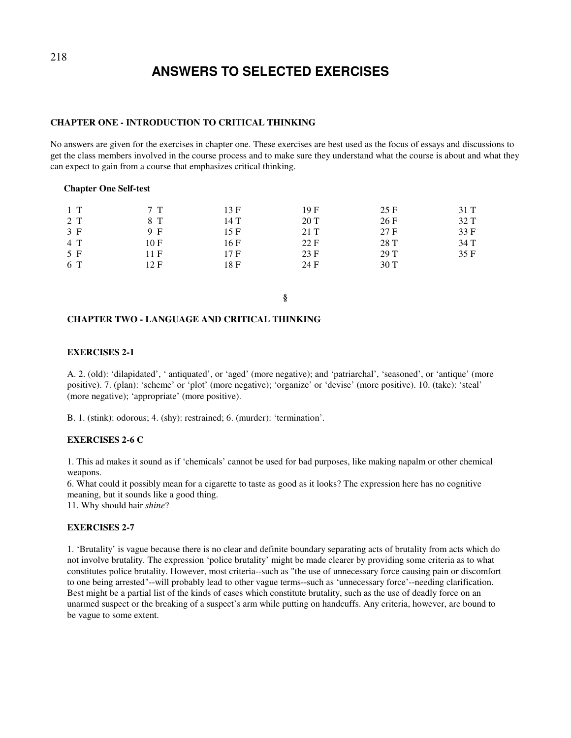# ANSWERS TO SELECTED EXERCISES

## CHAPTER ONE - INTRODUCTION TO CRITICAL THINKING

No answers are given for the exercises in chapter one. These exercises are best used as the focus of essays and discussions to get the class members involved in the course process and to make sure they understand what the course is about and what they can expect to gain from a course that emphasizes critical thinking.

### Chapter One Self-test

| | | | | | |
|---|---|---|---|---|---|
| 1 T | 7 T | 13 F | 19 F | 25 F | 31 T |
| 2 T | 8 T | 14 T | 20 T | 26 F | 32 T |
| 3 F | 9 F | 15 F | 21 T | 27 F | 33 F |
| 4 T | 10 F | 16 F | 22 F | 28 T | 34 T |
| 5 F | 11 F | 17 F | 23 F | 29 T | 35 F |
| 6 T | 12 F | 18 F | 24 F | 30 T | |

§

## CHAPTER TWO - LANGUAGE AND CRITICAL THINKING

### EXERCISES 2-1

A. 2. (old): 'dilapidated', ' antiquated', or 'aged' (more negative); and 'patriarchal', 'seasoned', or 'antique' (more positive). 7. (plan): 'scheme' or 'plot' (more negative); 'organize' or 'devise' (more positive). 10. (take): 'steal' (more negative); 'appropriate' (more positive).

B. 1. (stink): odorous; 4. (shy): restrained; 6. (murder): 'termination'.

### EXERCISES 2-6 C

1. This ad makes it sound as if 'chemicals' cannot be used for bad purposes, like making napalm or other chemical weapons.
6. What could it possibly mean for a cigarette to taste as good as it looks? The expression here has no cognitive meaning, but it sounds like a good thing.
11. Why should hair *shine*?

### EXERCISES 2-7

1. 'Brutality' is vague because there is no clear and definite boundary separating acts of brutality from acts which do not involve brutality. The expression 'police brutality' might be made clearer by providing some criteria as to what constitutes police brutality. However, most criteria--such as "the use of unnecessary force causing pain or discomfort to one being arrested"--will probably lead to other vague terms--such as 'unnecessary force'--needing clarification. Best might be a partial list of the kinds of cases which constitute brutality, such as the use of deadly force on an unarmed suspect or the breaking of a suspect's arm while putting on handcuffs. Any criteria, however, are bound to be vague to some extent.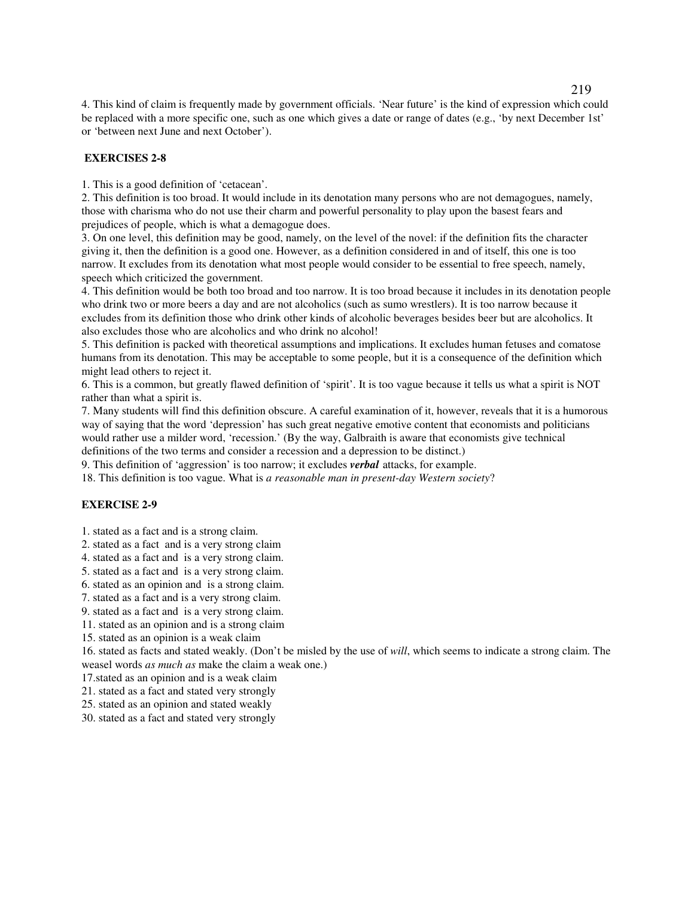4. This kind of claim is frequently made by government officials. 'Near future' is the kind of expression which could be replaced with a more specific one, such as one which gives a date or range of dates (e.g., 'by next December 1st' or 'between next June and next October').

### EXERCISES 2-8

1. This is a good definition of 'cetacean'.
2. This definition is too broad. It would include in its denotation many persons who are not demagogues, namely, those with charisma who do not use their charm and powerful personality to play upon the basest fears and prejudices of people, which is what a demagogue does.
3. On one level, this definition may be good, namely, on the level of the novel: if the definition fits the character giving it, then the definition is a good one. However, as a definition considered in and of itself, this one is too narrow. It excludes from its denotation what most people would consider to be essential to free speech, namely, speech which criticized the government.
4. This definition would be both too broad and too narrow. It is too broad because it includes in its denotation people who drink two or more beers a day and are not alcoholics (such as sumo wrestlers). It is too narrow because it excludes from its definition those who drink other kinds of alcoholic beverages besides beer but are alcoholics. It also excludes those who are alcoholics and who drink no alcohol!
5. This definition is packed with theoretical assumptions and implications. It excludes human fetuses and comatose humans from its denotation. This may be acceptable to some people, but it is a consequence of the definition which might lead others to reject it.
6. This is a common, but greatly flawed definition of 'spirit'. It is too vague because it tells us what a spirit is NOT rather than what a spirit is.
7. Many students will find this definition obscure. A careful examination of it, however, reveals that it is a humorous way of saying that the word 'depression' has such great negative emotive content that economists and politicians would rather use a milder word, 'recession.' (By the way, Galbraith is aware that economists give technical definitions of the two terms and consider a recession and a depression to be distinct.)
9. This definition of 'aggression' is too narrow; it excludes ***verbal*** attacks, for example.
18. This definition is too vague. What is *a reasonable man in present-day Western society*?

### EXERCISE 2-9

1. stated as a fact and is a strong claim.
2. stated as a fact and is a very strong claim
4. stated as a fact and is a very strong claim.
5. stated as a fact and is a very strong claim.
6. stated as an opinion and is a strong claim.
7. stated as a fact and is a very strong claim.
9. stated as a fact and is a very strong claim.
11. stated as an opinion and is a strong claim
15. stated as an opinion is a weak claim
16. stated as facts and stated weakly. (Don't be misled by the use of *will*, which seems to indicate a strong claim. The weasel words *as much as* make the claim a weak one.)
17. stated as an opinion and is a weak claim
21. stated as a fact and stated very strongly
25. stated as an opinion and stated weakly
30. stated as a fact and stated very strongly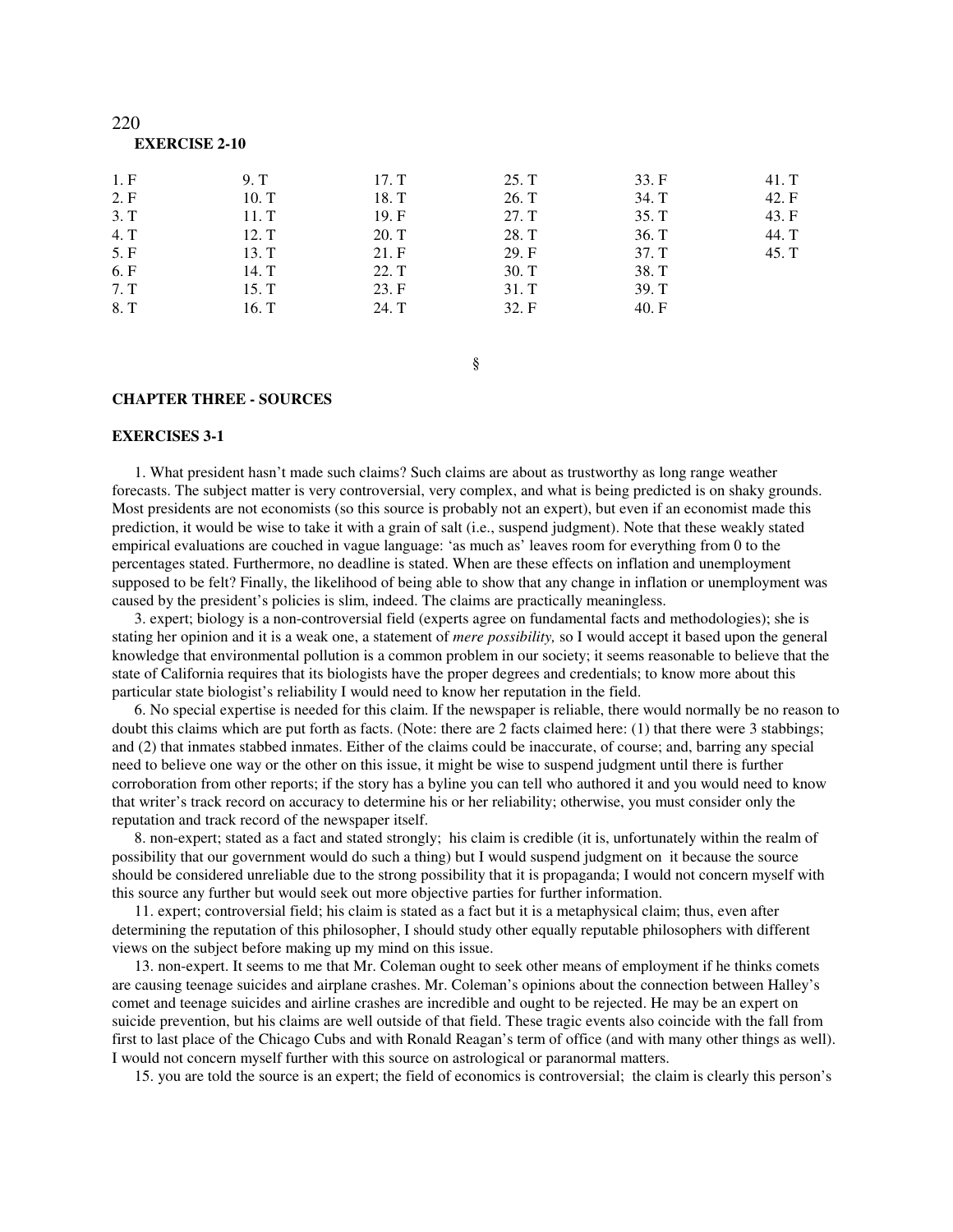**EXERCISE 2-10**

| | | | | | |
|---|---|---|---|---|---|
| 1. F | 9. T | 17. T | 25. T | 33. F | 41. T |
| 2. F | 10. T | 18. T | 26. T | 34. T | 42. F |
| 3. T | 11. T | 19. F | 27. T | 35. T | 43. F |
| 4. T | 12. T | 20. T | 28. T | 36. T | 44. T |
| 5. F | 13. T | 21. F | 29. F | 37. T | 45. T |
| 6. F | 14. T | 22. T | 30. T | 38. T | |
| 7. T | 15. T | 23. F | 31. T | 39. T | |
| 8. T | 16. T | 24. T | 32. F | 40. F | |

§

## CHAPTER THREE - SOURCES

### EXERCISES 3-1

1. What president hasn't made such claims? Such claims are about as trustworthy as long range weather forecasts. The subject matter is very controversial, very complex, and what is being predicted is on shaky grounds. Most presidents are not economists (so this source is probably not an expert), but even if an economist made this prediction, it would be wise to take it with a grain of salt (i.e., suspend judgment). Note that these weakly stated empirical evaluations are couched in vague language: 'as much as' leaves room for everything from 0 to the percentages stated. Furthermore, no deadline is stated. When are these effects on inflation and unemployment supposed to be felt? Finally, the likelihood of being able to show that any change in inflation or unemployment was caused by the president's policies is slim, indeed. The claims are practically meaningless.

3. expert; biology is a non-controversial field (experts agree on fundamental facts and methodologies); she is stating her opinion and it is a weak one, a statement of *mere possibility,* so I would accept it based upon the general knowledge that environmental pollution is a common problem in our society; it seems reasonable to believe that the state of California requires that its biologists have the proper degrees and credentials; to know more about this particular state biologist's reliability I would need to know her reputation in the field.

6. No special expertise is needed for this claim. If the newspaper is reliable, there would normally be no reason to doubt this claims which are put forth as facts. (Note: there are 2 facts claimed here: (1) that there were 3 stabbings; and (2) that inmates stabbed inmates. Either of the claims could be inaccurate, of course; and, barring any special need to believe one way or the other on this issue, it might be wise to suspend judgment until there is further corroboration from other reports; if the story has a byline you can tell who authored it and you would need to know that writer's track record on accuracy to determine his or her reliability; otherwise, you must consider only the reputation and track record of the newspaper itself.

8. non-expert; stated as a fact and stated strongly; his claim is credible (it is, unfortunately within the realm of possibility that our government would do such a thing) but I would suspend judgment on it because the source should be considered unreliable due to the strong possibility that it is propaganda; I would not concern myself with this source any further but would seek out more objective parties for further information.

11. expert; controversial field; his claim is stated as a fact but it is a metaphysical claim; thus, even after determining the reputation of this philosopher, I should study other equally reputable philosophers with different views on the subject before making up my mind on this issue.

13. non-expert. It seems to me that Mr. Coleman ought to seek other means of employment if he thinks comets are causing teenage suicides and airplane crashes. Mr. Coleman's opinions about the connection between Halley's comet and teenage suicides and airline crashes are incredible and ought to be rejected. He may be an expert on suicide prevention, but his claims are well outside of that field. These tragic events also coincide with the fall from first to last place of the Chicago Cubs and with Ronald Reagan's term of office (and with many other things as well). I would not concern myself further with this source on astrological or paranormal matters.

15. you are told the source is an expert; the field of economics is controversial; the claim is clearly this person's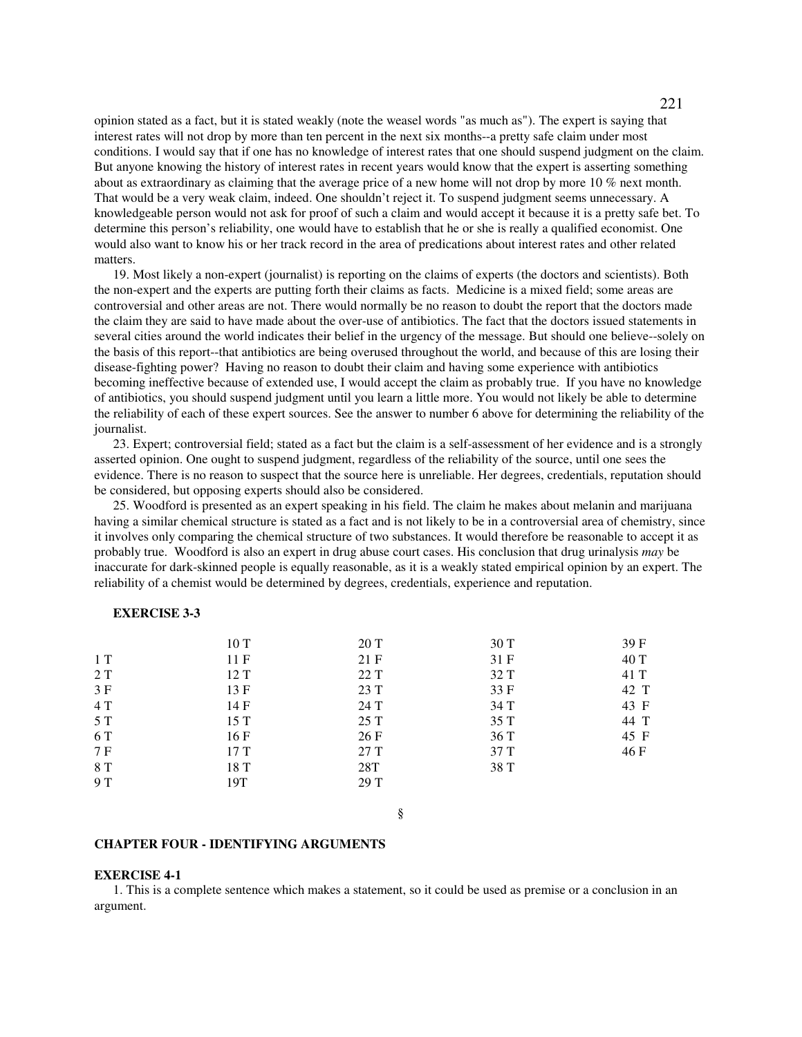opinion stated as a fact, but it is stated weakly (note the weasel words "as much as"). The expert is saying that interest rates will not drop by more than ten percent in the next six months--a pretty safe claim under most conditions. I would say that if one has no knowledge of interest rates that one should suspend judgment on the claim. But anyone knowing the history of interest rates in recent years would know that the expert is asserting something about as extraordinary as claiming that the average price of a new home will not drop by more 10 % next month. That would be a very weak claim, indeed. One shouldn't reject it. To suspend judgment seems unnecessary. A knowledgeable person would not ask for proof of such a claim and would accept it because it is a pretty safe bet. To determine this person's reliability, one would have to establish that he or she is really a qualified economist. One would also want to know his or her track record in the area of predications about interest rates and other related matters.

19. Most likely a non-expert (journalist) is reporting on the claims of experts (the doctors and scientists). Both the non-expert and the experts are putting forth their claims as facts. Medicine is a mixed field; some areas are controversial and other areas are not. There would normally be no reason to doubt the report that the doctors made the claim they are said to have made about the over-use of antibiotics. The fact that the doctors issued statements in several cities around the world indicates their belief in the urgency of the message. But should one believe--solely on the basis of this report--that antibiotics are being overused throughout the world, and because of this are losing their disease-fighting power? Having no reason to doubt their claim and having some experience with antibiotics becoming ineffective because of extended use, I would accept the claim as probably true. If you have no knowledge of antibiotics, you should suspend judgment until you learn a little more. You would not likely be able to determine the reliability of each of these expert sources. See the answer to number 6 above for determining the reliability of the journalist.

23. Expert; controversial field; stated as a fact but the claim is a self-assessment of her evidence and is a strongly asserted opinion. One ought to suspend judgment, regardless of the reliability of the source, until one sees the evidence. There is no reason to suspect that the source here is unreliable. Her degrees, credentials, reputation should be considered, but opposing experts should also be considered.

25. Woodford is presented as an expert speaking in his field. The claim he makes about melanin and marijuana having a similar chemical structure is stated as a fact and is not likely to be in a controversial area of chemistry, since it involves only comparing the chemical structure of two substances. It would therefore be reasonable to accept it as probably true. Woodford is also an expert in drug abuse court cases. His conclusion that drug urinalysis *may* be inaccurate for dark-skinned people is equally reasonable, as it is a weakly stated empirical opinion by an expert. The reliability of a chemist would be determined by degrees, credentials, experience and reputation.

**EXERCISE 3-3**

| | | | | |
|---|---|---|---|---|
| | 10 T | 20 T | 30 T | 39 F |
| 1 T | 11 F | 21 F | 31 F | 40 T |
| 2 T | 12 T | 22 T | 32 T | 41 T |
| 3 F | 13 F | 23 T | 33 F | 42 T |
| 4 T | 14 F | 24 T | 34 T | 43 F |
| 5 T | 15 T | 25 T | 35 T | 44 T |
| 6 T | 16 F | 26 F | 36 T | 45 F |
| 7 F | 17 T | 27 T | 37 T | 46 F |
| 8 T | 18 T | 28T | 38 T | |
| 9 T | 19T | 29 T | | |

§

**CHAPTER FOUR - IDENTIFYING ARGUMENTS**

**EXERCISE 4-1**

1. This is a complete sentence which makes a statement, so it could be used as premise or a conclusion in an argument.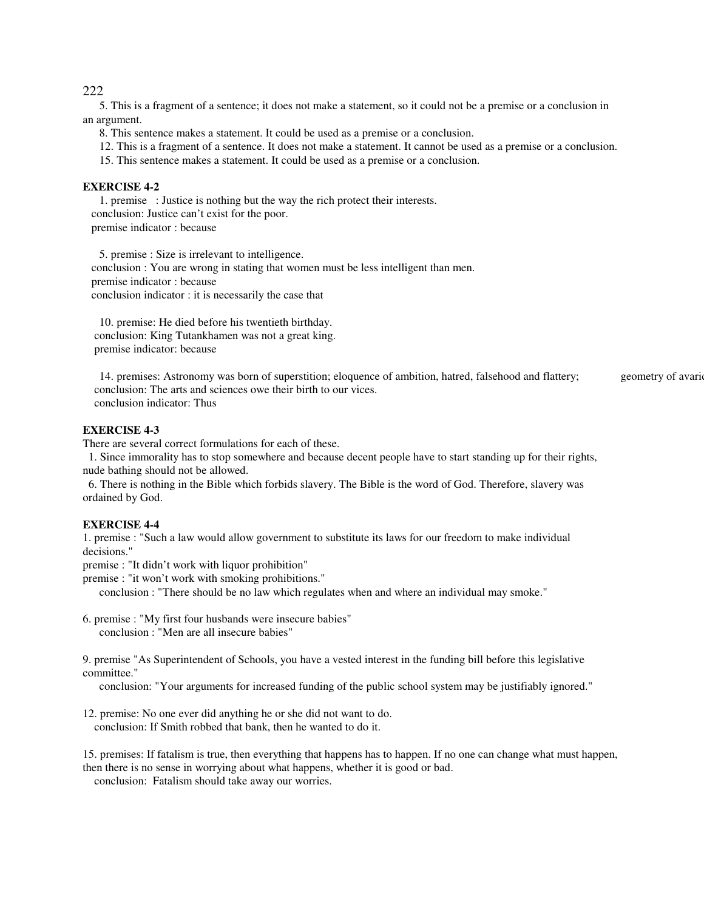5. This is a fragment of a sentence; it does not make a statement, so it could not be a premise or a conclusion in an argument.

8. This sentence makes a statement. It could be used as a premise or a conclusion.

12. This is a fragment of a sentence. It does not make a statement. It cannot be used as a premise or a conclusion.

15. This sentence makes a statement. It could be used as a premise or a conclusion.

**EXERCISE 4-2**

1. premise : Justice is nothing but the way the rich protect their interests.
conclusion: Justice can't exist for the poor.
premise indicator : because

5. premise : Size is irrelevant to intelligence.
conclusion : You are wrong in stating that women must be less intelligent than men.
premise indicator : because
conclusion indicator : it is necessarily the case that

10. premise: He died before his twentieth birthday.
conclusion: King Tutankhamen was not a great king.
premise indicator: because

14. premises: Astronomy was born of superstition; eloquence of ambition, hatred, falsehood and flattery; geometry of avaric
conclusion: The arts and sciences owe their birth to our vices.
conclusion indicator: Thus

**EXERCISE 4-3**

There are several correct formulations for each of these.

1. Since immorality has to stop somewhere and because decent people have to start standing up for their rights, nude bathing should not be allowed.

6. There is nothing in the Bible which forbids slavery. The Bible is the word of God. Therefore, slavery was ordained by God.

**EXERCISE 4-4**

1. premise : "Such a law would allow government to substitute its laws for our freedom to make individual decisions."
premise : "It didn't work with liquor prohibition"
premise : "it won't work with smoking prohibitions."
conclusion : "There should be no law which regulates when and where an individual may smoke."

6. premise : "My first four husbands were insecure babies"
conclusion : "Men are all insecure babies"

9. premise "As Superintendent of Schools, you have a vested interest in the funding bill before this legislative committee."
conclusion: "Your arguments for increased funding of the public school system may be justifiably ignored."

12. premise: No one ever did anything he or she did not want to do.
conclusion: If Smith robbed that bank, then he wanted to do it.

15. premises: If fatalism is true, then everything that happens has to happen. If no one can change what must happen, then there is no sense in worrying about what happens, whether it is good or bad.
conclusion: Fatalism should take away our worries.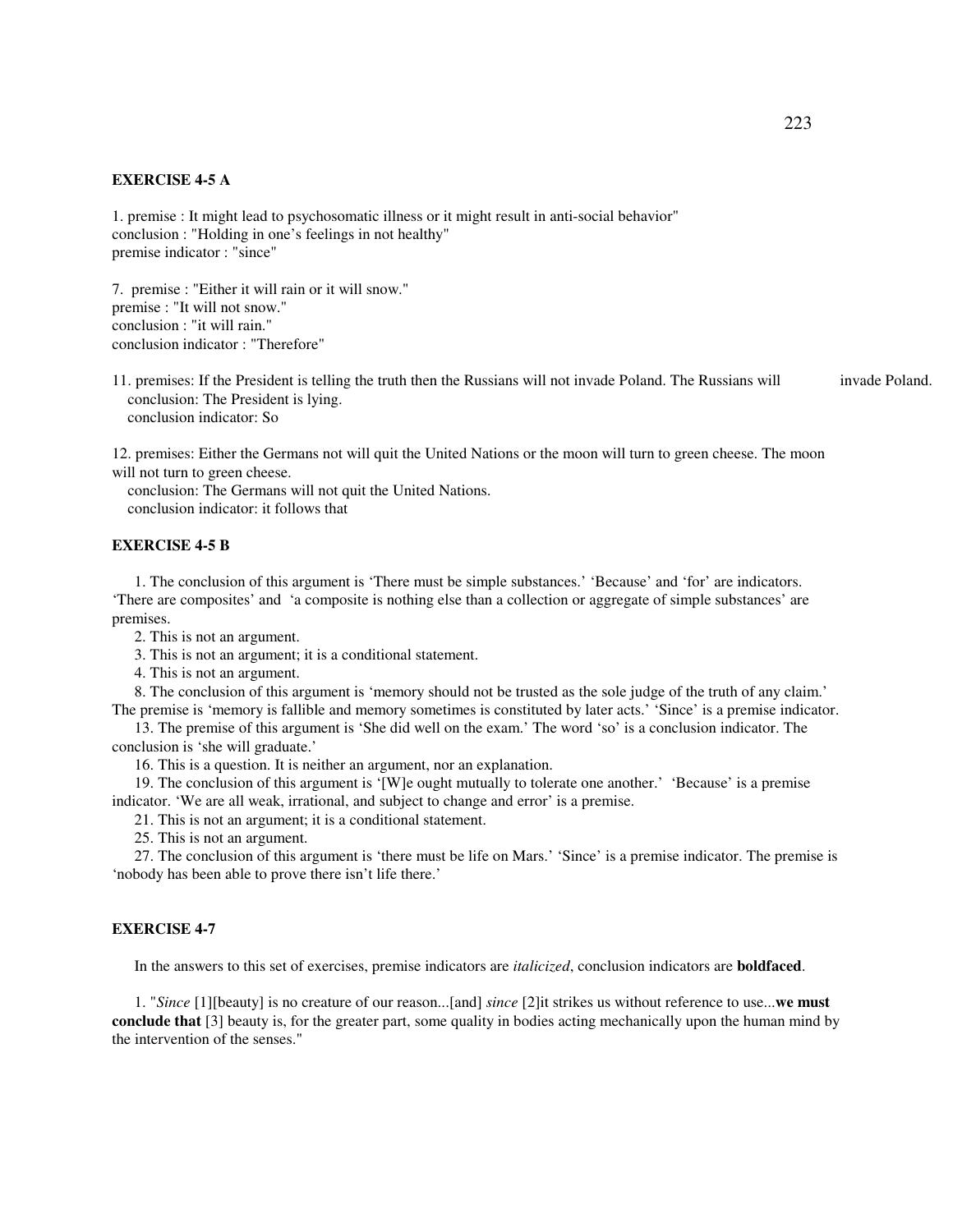### EXERCISE 4-5 A

1. premise : It might lead to psychosomatic illness or it might result in anti-social behavior"
conclusion : "Holding in one's feelings in not healthy"
premise indicator : "since"

7. premise : "Either it will rain or it will snow."
premise : "It will not snow."
conclusion : "it will rain."
conclusion indicator : "Therefore"

11. premises: If the President is telling the truth then the Russians will not invade Poland. The Russians will invade Poland.
conclusion: The President is lying.
conclusion indicator: So

12. premises: Either the Germans not will quit the United Nations or the moon will turn to green cheese. The moon will not turn to green cheese.
conclusion: The Germans will not quit the United Nations.
conclusion indicator: it follows that

### EXERCISE 4-5 B

1. The conclusion of this argument is 'There must be simple substances.' 'Because' and 'for' are indicators. 'There are composites' and 'a composite is nothing else than a collection or aggregate of simple substances' are premises.

2. This is not an argument.

3. This is not an argument; it is a conditional statement.

4. This is not an argument.

8. The conclusion of this argument is 'memory should not be trusted as the sole judge of the truth of any claim.' The premise is 'memory is fallible and memory sometimes is constituted by later acts.' 'Since' is a premise indicator.

13. The premise of this argument is 'She did well on the exam.' The word 'so' is a conclusion indicator. The conclusion is 'she will graduate.'

16. This is a question. It is neither an argument, nor an explanation.

19. The conclusion of this argument is '[W]e ought mutually to tolerate one another.' 'Because' is a premise indicator. 'We are all weak, irrational, and subject to change and error' is a premise.

21. This is not an argument; it is a conditional statement.

25. This is not an argument.

27. The conclusion of this argument is 'there must be life on Mars.' 'Since' is a premise indicator. The premise is 'nobody has been able to prove there isn't life there.'

### EXERCISE 4-7

In the answers to this set of exercises, premise indicators are *italicized*, conclusion indicators are **boldfaced**.

1. "*Since* [1][beauty] is no creature of our reason...[and] *since* [2]it strikes us without reference to use...**we must conclude that** [3] beauty is, for the greater part, some quality in bodies acting mechanically upon the human mind by the intervention of the senses."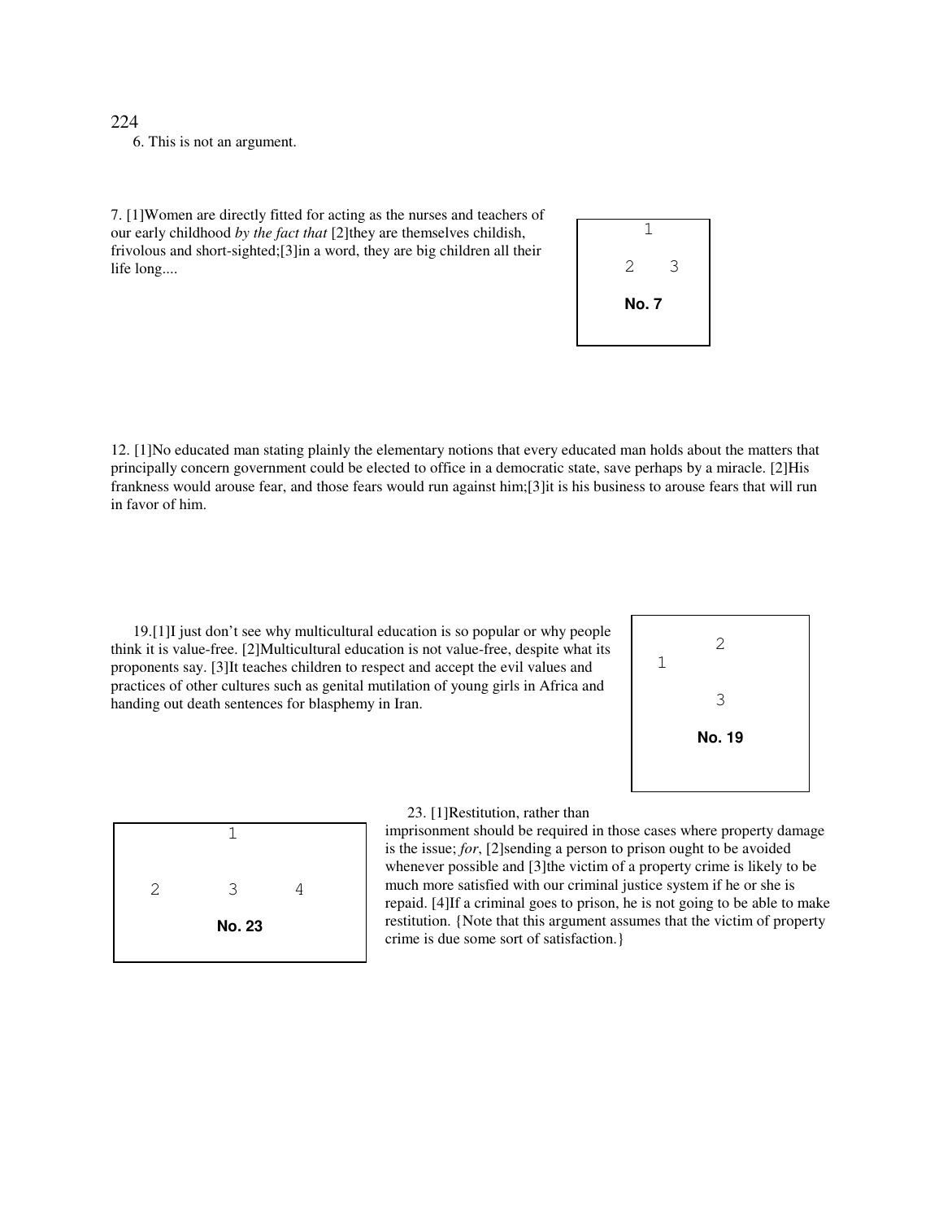6. This is not an argument.

7. [1]Women are directly fitted for acting as the nurses and teachers of our early childhood *by the fact that* [2]they are themselves childish, frivolous and short-sighted;[3]in a word, they are big children all their life long....

```
    1

  2   3

  No. 7
```

12. [1]No educated man stating plainly the elementary notions that every educated man holds about the matters that principally concern government could be elected to office in a democratic state, save perhaps by a miracle. [2]His frankness would arouse fear, and those fears would run against him;[3]it is his business to arouse fears that will run in favor of him.

19.[1]I just don't see why multicultural education is so popular or why people think it is value-free. [2]Multicultural education is not value-free, despite what its proponents say. [3]It teaches children to respect and accept the evil values and practices of other cultures such as genital mutilation of young girls in Africa and handing out death sentences for blasphemy in Iran.

```
        2
  1

        3

      No. 19
```

23. [1]Restitution, rather than imprisonment should be required in those cases where property damage is the issue; *for*, [2]sending a person to prison ought to be avoided whenever possible and [3]the victim of a property crime is likely to be much more satisfied with our criminal justice system if he or she is repaid. [4]If a criminal goes to prison, he is not going to be able to make restitution. {Note that this argument assumes that the victim of property crime is due some sort of satisfaction.}

```
        1

  2     3     4

      No. 23
```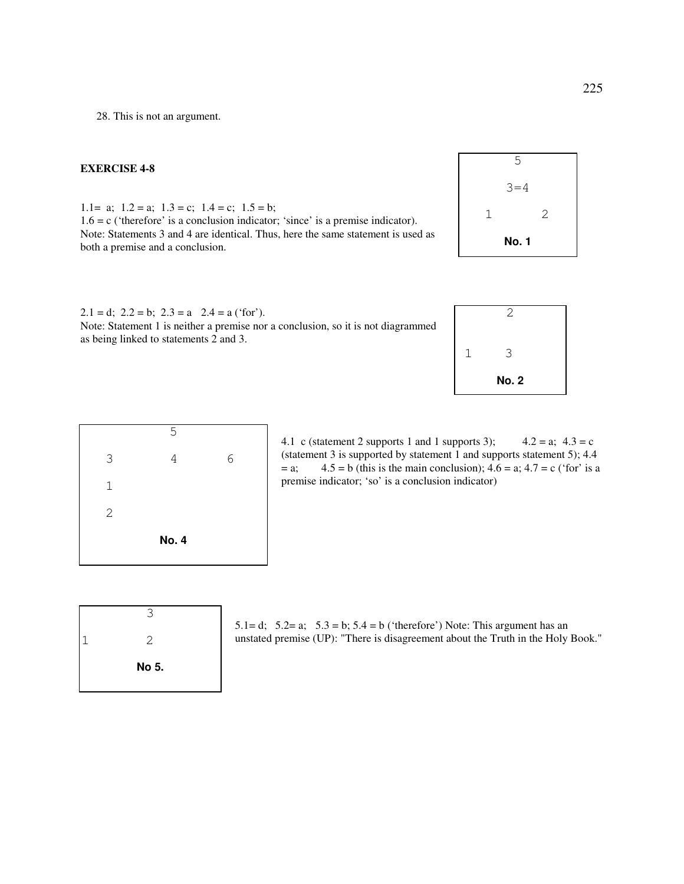28. This is not an argument.

**EXERCISE 4-8**

1.1= a; 1.2 = a; 1.3 = c; 1.4 = c; 1.5 = b;
1.6 = c ('therefore' is a conclusion indicator; 'since' is a premise indicator).
Note: Statements 3 and 4 are identical. Thus, here the same statement is used as both a premise and a conclusion.

```
     5

    3=4

  1      2
```

**No. 1**

2.1 = d; 2.2 = b; 2.3 = a 2.4 = a ('for').
Note: Statement 1 is neither a premise nor a conclusion, so it is not diagrammed as being linked to statements 2 and 3.

```
     2

1    3
```

**No. 2**

```
        5
  3     4     6
  1
  2
```

**No. 4**

4.1 c (statement 2 supports 1 and 1 supports 3); 4.2 = a; 4.3 = c (statement 3 is supported by statement 1 and supports statement 5); 4.4 = a; 4.5 = b (this is the main conclusion); 4.6 = a; 4.7 = c ('for' is a premise indicator; 'so' is a conclusion indicator)

```
     3
1    2
```

**No 5.**

5.1= d; 5.2= a; 5.3 = b; 5.4 = b ('therefore') Note: This argument has an unstated premise (UP): "There is disagreement about the Truth in the Holy Book."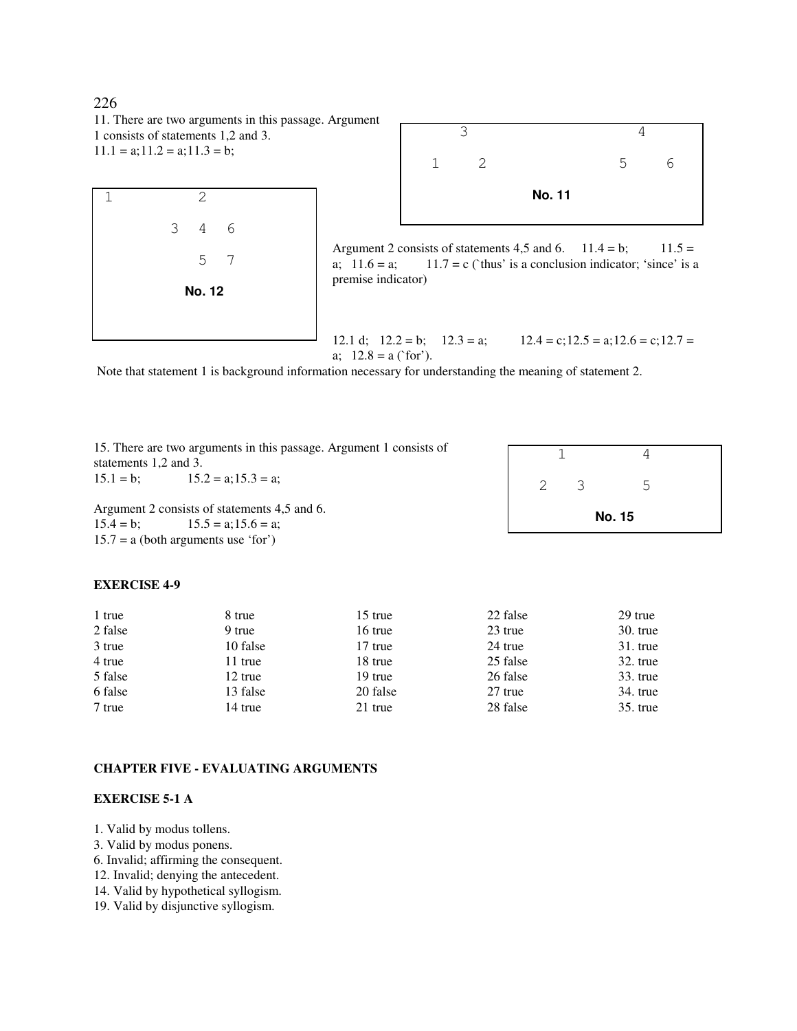11. There are two arguments in this passage. Argument 1 consists of statements 1,2 and 3.
11.1 = a;11.2 = a;11.3 = b;

```
     3                     4
  1     2               5     6
            No. 11
```

Argument 2 consists of statements 4,5 and 6. 11.4 = b; 11.5 = a; 11.6 = a; 11.7 = c (`thus' is a conclusion indicator; 'since' is a premise indicator)

```
1         2
      3   4   6
          5   7
        No. 12
```

12.1 d; 12.2 = b; 12.3 = a; 12.4 = c;12.5 = a;12.6 = c;12.7 = a; 12.8 = a (`for').

Note that statement 1 is background information necessary for understanding the meaning of statement 2.

15. There are two arguments in this passage. Argument 1 consists of statements 1,2 and 3.
15.1 = b; 15.2 = a;15.3 = a;

Argument 2 consists of statements 4,5 and 6.
15.4 = b; 15.5 = a;15.6 = a;
15.7 = a (both arguments use 'for')

```
    1         4
  2   3       5
      No. 15
```

**EXERCISE 4-9**

| | | | | |
|---|---|---|---|---|
| 1 true | 8 true | 15 true | 22 false | 29 true |
| 2 false | 9 true | 16 true | 23 true | 30. true |
| 3 true | 10 false | 17 true | 24 true | 31. true |
| 4 true | 11 true | 18 true | 25 false | 32. true |
| 5 false | 12 true | 19 true | 26 false | 33. true |
| 6 false | 13 false | 20 false | 27 true | 34. true |
| 7 true | 14 true | 21 true | 28 false | 35. true |

## CHAPTER FIVE - EVALUATING ARGUMENTS

**EXERCISE 5-1 A**

1. Valid by modus tollens.
3. Valid by modus ponens.
6. Invalid; affirming the consequent.
12. Invalid; denying the antecedent.
14. Valid by hypothetical syllogism.
19. Valid by disjunctive syllogism.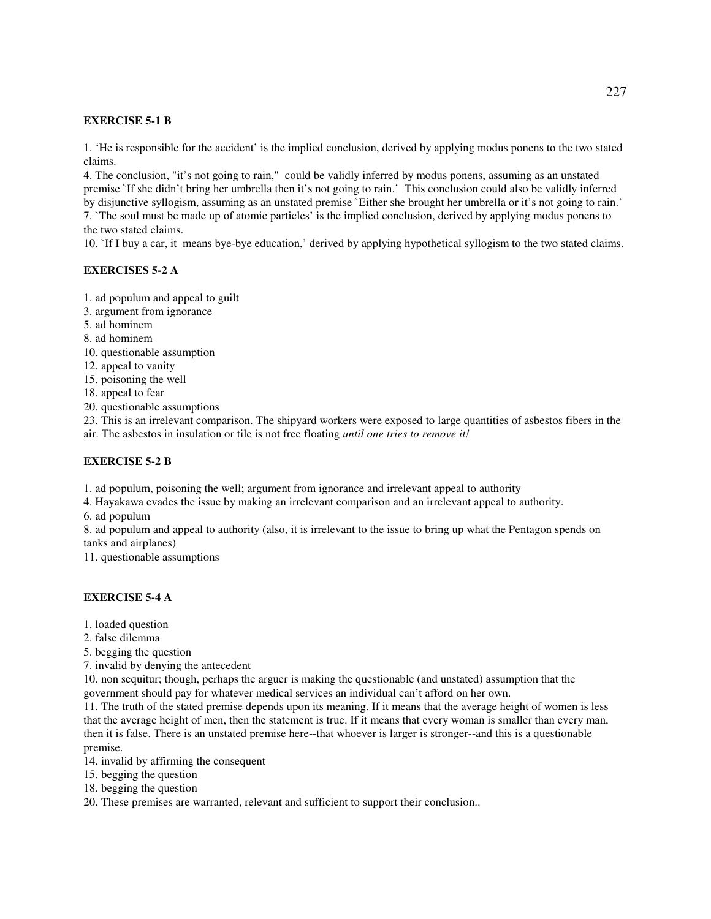**EXERCISE 5-1 B**

1. 'He is responsible for the accident' is the implied conclusion, derived by applying modus ponens to the two stated claims.
4. The conclusion, "it's not going to rain," could be validly inferred by modus ponens, assuming as an unstated premise `If she didn't bring her umbrella then it's not going to rain.' This conclusion could also be validly inferred by disjunctive syllogism, assuming as an unstated premise `Either she brought her umbrella or it's not going to rain.'
7. `The soul must be made up of atomic particles' is the implied conclusion, derived by applying modus ponens to the two stated claims.
10. `If I buy a car, it means bye-bye education,' derived by applying hypothetical syllogism to the two stated claims.

**EXERCISES 5-2 A**

1. ad populum and appeal to guilt
3. argument from ignorance
5. ad hominem
8. ad hominem
10. questionable assumption
12. appeal to vanity
15. poisoning the well
18. appeal to fear
20. questionable assumptions
23. This is an irrelevant comparison. The shipyard workers were exposed to large quantities of asbestos fibers in the air. The asbestos in insulation or tile is not free floating *until one tries to remove it!*

**EXERCISE 5-2 B**

1. ad populum, poisoning the well; argument from ignorance and irrelevant appeal to authority
4. Hayakawa evades the issue by making an irrelevant comparison and an irrelevant appeal to authority.
6. ad populum
8. ad populum and appeal to authority (also, it is irrelevant to the issue to bring up what the Pentagon spends on tanks and airplanes)
11. questionable assumptions

**EXERCISE 5-4 A**

1. loaded question
2. false dilemma
5. begging the question
7. invalid by denying the antecedent
10. non sequitur; though, perhaps the arguer is making the questionable (and unstated) assumption that the government should pay for whatever medical services an individual can't afford on her own.
11. The truth of the stated premise depends upon its meaning. If it means that the average height of women is less that the average height of men, then the statement is true. If it means that every woman is smaller than every man, then it is false. There is an unstated premise here--that whoever is larger is stronger--and this is a questionable premise.
14. invalid by affirming the consequent
15. begging the question
18. begging the question
20. These premises are warranted, relevant and sufficient to support their conclusion..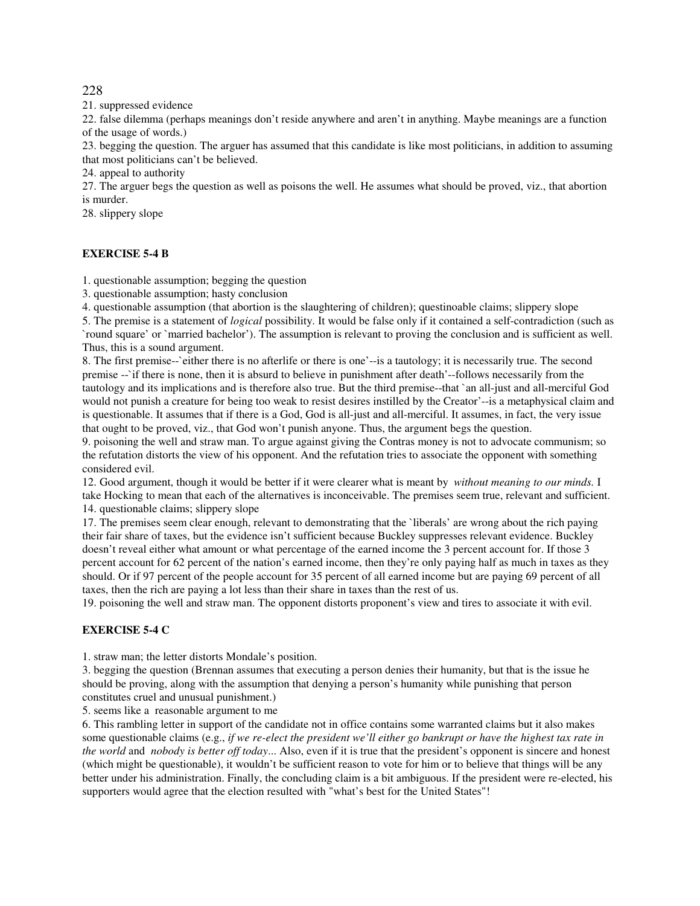21. suppressed evidence

22. false dilemma (perhaps meanings don't reside anywhere and aren't in anything. Maybe meanings are a function of the usage of words.)

23. begging the question. The arguer has assumed that this candidate is like most politicians, in addition to assuming that most politicians can't be believed.

24. appeal to authority

27. The arguer begs the question as well as poisons the well. He assumes what should be proved, viz., that abortion is murder.

28. slippery slope

**EXERCISE 5-4 B**

1. questionable assumption; begging the question

3. questionable assumption; hasty conclusion

4. questionable assumption (that abortion is the slaughtering of children); questinoable claims; slippery slope

5. The premise is a statement of *logical* possibility. It would be false only if it contained a self-contradiction (such as `round square' or `married bachelor'). The assumption is relevant to proving the conclusion and is sufficient as well. Thus, this is a sound argument.

8. The first premise--`either there is no afterlife or there is one'--is a tautology; it is necessarily true. The second premise --`if there is none, then it is absurd to believe in punishment after death'--follows necessarily from the tautology and its implications and is therefore also true. But the third premise--that `an all-just and all-merciful God would not punish a creature for being too weak to resist desires instilled by the Creator'--is a metaphysical claim and is questionable. It assumes that if there is a God, God is all-just and all-merciful. It assumes, in fact, the very issue that ought to be proved, viz., that God won't punish anyone. Thus, the argument begs the question.

9. poisoning the well and straw man. To argue against giving the Contras money is not to advocate communism; so the refutation distorts the view of his opponent. And the refutation tries to associate the opponent with something considered evil.

12. Good argument, though it would be better if it were clearer what is meant by *without meaning to our minds.* I take Hocking to mean that each of the alternatives is inconceivable. The premises seem true, relevant and sufficient.

14. questionable claims; slippery slope

17. The premises seem clear enough, relevant to demonstrating that the `liberals' are wrong about the rich paying their fair share of taxes, but the evidence isn't sufficient because Buckley suppresses relevant evidence. Buckley doesn't reveal either what amount or what percentage of the earned income the 3 percent account for. If those 3 percent account for 62 percent of the nation's earned income, then they're only paying half as much in taxes as they should. Or if 97 percent of the people account for 35 percent of all earned income but are paying 69 percent of all taxes, then the rich are paying a lot less than their share in taxes than the rest of us.

19. poisoning the well and straw man. The opponent distorts proponent's view and tires to associate it with evil.

**EXERCISE 5-4 C**

1. straw man; the letter distorts Mondale's position.

3. begging the question (Brennan assumes that executing a person denies their humanity, but that is the issue he should be proving, along with the assumption that denying a person's humanity while punishing that person constitutes cruel and unusual punishment.)

5. seems like a reasonable argument to me

6. This rambling letter in support of the candidate not in office contains some warranted claims but it also makes some questionable claims (e.g., *if we re-elect the president we'll either go bankrupt or have the highest tax rate in the world* and *nobody is better off today...* Also, even if it is true that the president's opponent is sincere and honest (which might be questionable), it wouldn't be sufficient reason to vote for him or to believe that things will be any better under his administration. Finally, the concluding claim is a bit ambiguous. If the president were re-elected, his supporters would agree that the election resulted with "what's best for the United States"!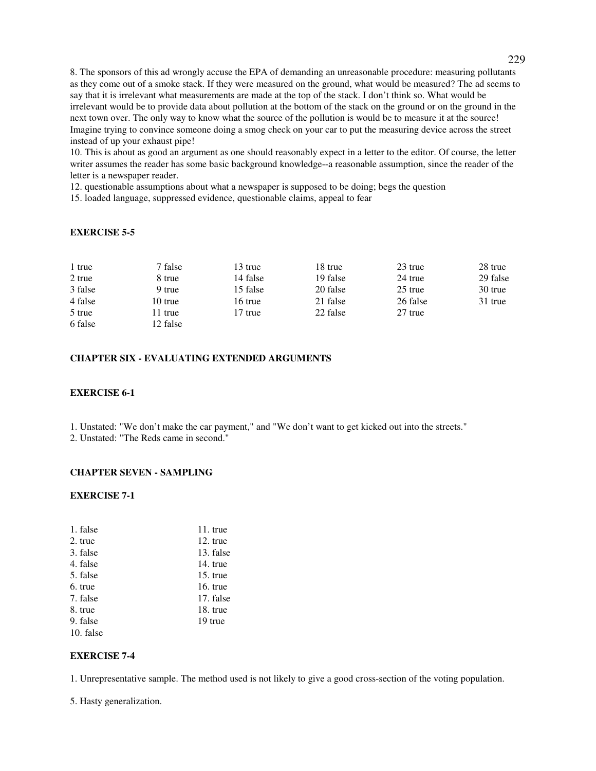8. The sponsors of this ad wrongly accuse the EPA of demanding an unreasonable procedure: measuring pollutants as they come out of a smoke stack. If they were measured on the ground, what would be measured? The ad seems to say that it is irrelevant what measurements are made at the top of the stack. I don't think so. What would be irrelevant would be to provide data about pollution at the bottom of the stack on the ground or on the ground in the next town over. The only way to know what the source of the pollution is would be to measure it at the source! Imagine trying to convince someone doing a smog check on your car to put the measuring device across the street instead of up your exhaust pipe!

10. This is about as good an argument as one should reasonably expect in a letter to the editor. Of course, the letter writer assumes the reader has some basic background knowledge--a reasonable assumption, since the reader of the letter is a newspaper reader.

12. questionable assumptions about what a newspaper is supposed to be doing; begs the question

15. loaded language, suppressed evidence, questionable claims, appeal to fear

**EXERCISE 5-5**

| | | | | | |
|---|---|---|---|---|---|
| 1 true | 7 false | 13 true | 18 true | 23 true | 28 true |
| 2 true | 8 true | 14 false | 19 false | 24 true | 29 false |
| 3 false | 9 true | 15 false | 20 false | 25 true | 30 true |
| 4 false | 10 true | 16 true | 21 false | 26 false | 31 true |
| 5 true | 11 true | 17 true | 22 false | 27 true | |
| 6 false | 12 false | | | | |

## CHAPTER SIX - EVALUATING EXTENDED ARGUMENTS

**EXERCISE 6-1**

1. Unstated: "We don't make the car payment," and "We don't want to get kicked out into the streets."
2. Unstated: "The Reds came in second."

## CHAPTER SEVEN - SAMPLING

**EXERCISE 7-1**

| | |
|---|---|
| 1. false | 11. true |
| 2. true | 12. true |
| 3. false | 13. false |
| 4. false | 14. true |
| 5. false | 15. true |
| 6. true | 16. true |
| 7. false | 17. false |
| 8. true | 18. true |
| 9. false | 19 true |
| 10. false | |

**EXERCISE 7-4**

1. Unrepresentative sample. The method used is not likely to give a good cross-section of the voting population.

5. Hasty generalization.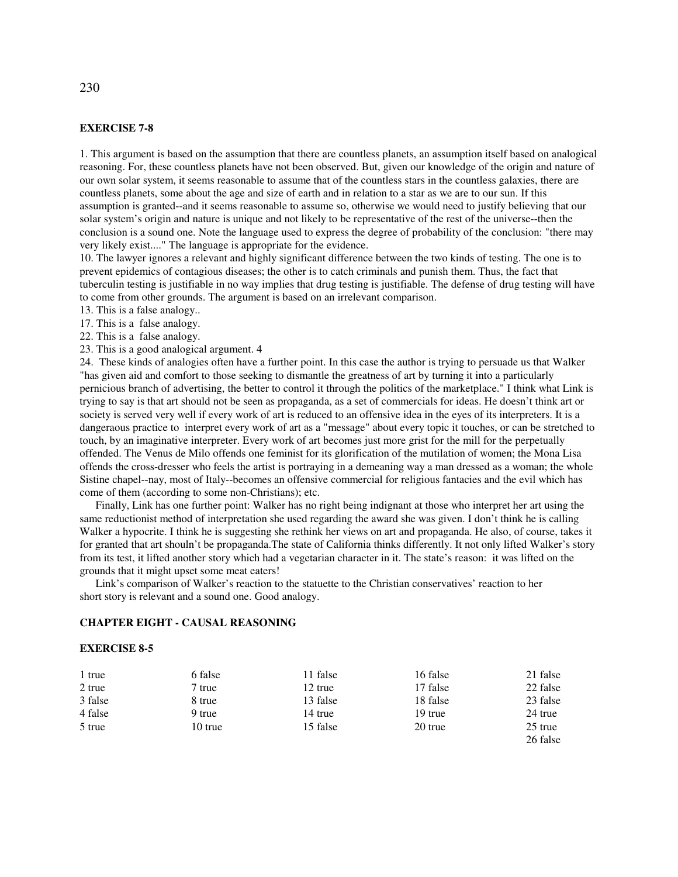### EXERCISE 7-8

1. This argument is based on the assumption that there are countless planets, an assumption itself based on analogical reasoning. For, these countless planets have not been observed. But, given our knowledge of the origin and nature of our own solar system, it seems reasonable to assume that of the countless stars in the countless galaxies, there are countless planets, some about the age and size of earth and in relation to a star as we are to our sun. If this assumption is granted--and it seems reasonable to assume so, otherwise we would need to justify believing that our solar system's origin and nature is unique and not likely to be representative of the rest of the universe--then the conclusion is a sound one. Note the language used to express the degree of probability of the conclusion: "there may very likely exist...." The language is appropriate for the evidence.

10. The lawyer ignores a relevant and highly significant difference between the two kinds of testing. The one is to prevent epidemics of contagious diseases; the other is to catch criminals and punish them. Thus, the fact that tuberculin testing is justifiable in no way implies that drug testing is justifiable. The defense of drug testing will have to come from other grounds. The argument is based on an irrelevant comparison.

13. This is a false analogy..

17. This is a false analogy.

22. This is a false analogy.

23. This is a good analogical argument. 4

24. These kinds of analogies often have a further point. In this case the author is trying to persuade us that Walker "has given aid and comfort to those seeking to dismantle the greatness of art by turning it into a particularly pernicious branch of advertising, the better to control it through the politics of the marketplace." I think what Link is trying to say is that art should not be seen as propaganda, as a set of commercials for ideas. He doesn't think art or society is served very well if every work of art is reduced to an offensive idea in the eyes of its interpreters. It is a dangeraous practice to interpret every work of art as a "message" about every topic it touches, or can be stretched to touch, by an imaginative interpreter. Every work of art becomes just more grist for the mill for the perpetually offended. The Venus de Milo offends one feminist for its glorification of the mutilation of women; the Mona Lisa offends the cross-dresser who feels the artist is portraying in a demeaning way a man dressed as a woman; the whole Sistine chapel--nay, most of Italy--becomes an offensive commercial for religious fantacies and the evil which has come of them (according to some non-Christians); etc.

Finally, Link has one further point: Walker has no right being indignant at those who interpret her art using the same reductionist method of interpretation she used regarding the award she was given. I don't think he is calling Walker a hypocrite. I think he is suggesting she rethink her views on art and propaganda. He also, of course, takes it for granted that art shouln't be propaganda.The state of California thinks differently. It not only lifted Walker's story from its test, it lifted another story which had a vegetarian character in it. The state's reason: it was lifted on the grounds that it might upset some meat eaters!

Link's comparison of Walker's reaction to the statuette to the Christian conservatives' reaction to her short story is relevant and a sound one. Good analogy.

## CHAPTER EIGHT - CAUSAL REASONING

### EXERCISE 8-5

| | | | | |
|---|---|---|---|---|
| 1 true | 6 false | 11 false | 16 false | 21 false |
| 2 true | 7 true | 12 true | 17 false | 22 false |
| 3 false | 8 true | 13 false | 18 false | 23 false |
| 4 false | 9 true | 14 true | 19 true | 24 true |
| 5 true | 10 true | 15 false | 20 true | 25 true |
| | | | | 26 false |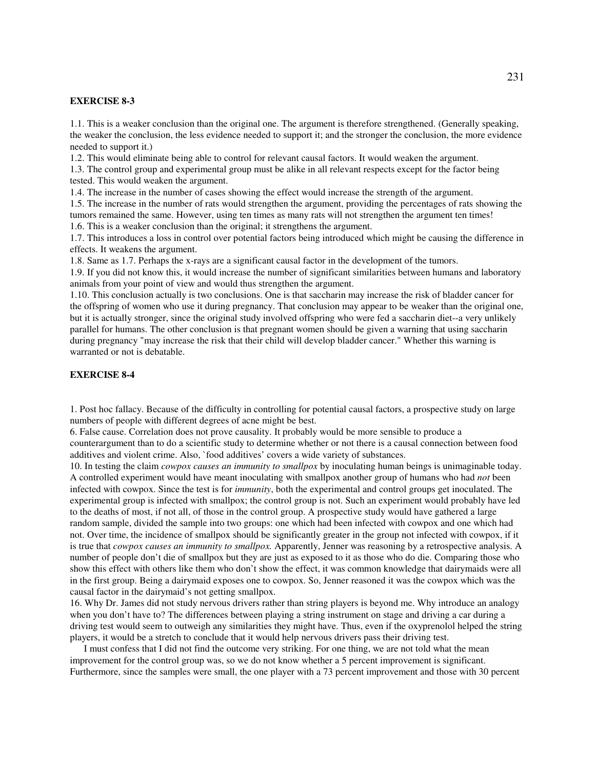**EXERCISE 8-3**

1.1. This is a weaker conclusion than the original one. The argument is therefore strengthened. (Generally speaking, the weaker the conclusion, the less evidence needed to support it; and the stronger the conclusion, the more evidence needed to support it.)

1.2. This would eliminate being able to control for relevant causal factors. It would weaken the argument.

1.3. The control group and experimental group must be alike in all relevant respects except for the factor being tested. This would weaken the argument.

1.4. The increase in the number of cases showing the effect would increase the strength of the argument.

1.5. The increase in the number of rats would strengthen the argument, providing the percentages of rats showing the tumors remained the same. However, using ten times as many rats will not strengthen the argument ten times!

1.6. This is a weaker conclusion than the original; it strengthens the argument.

1.7. This introduces a loss in control over potential factors being introduced which might be causing the difference in effects. It weakens the argument.

1.8. Same as 1.7. Perhaps the x-rays are a significant causal factor in the development of the tumors.

1.9. If you did not know this, it would increase the number of significant similarities between humans and laboratory animals from your point of view and would thus strengthen the argument.

1.10. This conclusion actually is two conclusions. One is that saccharin may increase the risk of bladder cancer for the offspring of women who use it during pregnancy. That conclusion may appear to be weaker than the original one, but it is actually stronger, since the original study involved offspring who were fed a saccharin diet--a very unlikely parallel for humans. The other conclusion is that pregnant women should be given a warning that using saccharin during pregnancy "may increase the risk that their child will develop bladder cancer." Whether this warning is warranted or not is debatable.

**EXERCISE 8-4**

1. Post hoc fallacy. Because of the difficulty in controlling for potential causal factors, a prospective study on large numbers of people with different degrees of acne might be best.

6. False cause. Correlation does not prove causality. It probably would be more sensible to produce a counterargument than to do a scientific study to determine whether or not there is a causal connection between food additives and violent crime. Also, `food additives' covers a wide variety of substances.

10. In testing the claim *cowpox causes an immunity to smallpox* by inoculating human beings is unimaginable today. A controlled experiment would have meant inoculating with smallpox another group of humans who had *not* been infected with cowpox. Since the test is for *immunity*, both the experimental and control groups get inoculated. The experimental group is infected with smallpox; the control group is not. Such an experiment would probably have led to the deaths of most, if not all, of those in the control group. A prospective study would have gathered a large random sample, divided the sample into two groups: one which had been infected with cowpox and one which had not. Over time, the incidence of smallpox should be significantly greater in the group not infected with cowpox, if it is true that *cowpox causes an immunity to smallpox.* Apparently, Jenner was reasoning by a retrospective analysis. A number of people don't die of smallpox but they are just as exposed to it as those who do die. Comparing those who show this effect with others like them who don't show the effect, it was common knowledge that dairymaids were all in the first group. Being a dairymaid exposes one to cowpox. So, Jenner reasoned it was the cowpox which was the causal factor in the dairymaid's not getting smallpox.

16. Why Dr. James did not study nervous drivers rather than string players is beyond me. Why introduce an analogy when you don't have to? The differences between playing a string instrument on stage and driving a car during a driving test would seem to outweigh any similarities they might have. Thus, even if the oxyprenolol helped the string players, it would be a stretch to conclude that it would help nervous drivers pass their driving test.

I must confess that I did not find the outcome very striking. For one thing, we are not told what the mean improvement for the control group was, so we do not know whether a 5 percent improvement is significant. Furthermore, since the samples were small, the one player with a 73 percent improvement and those with 30 percent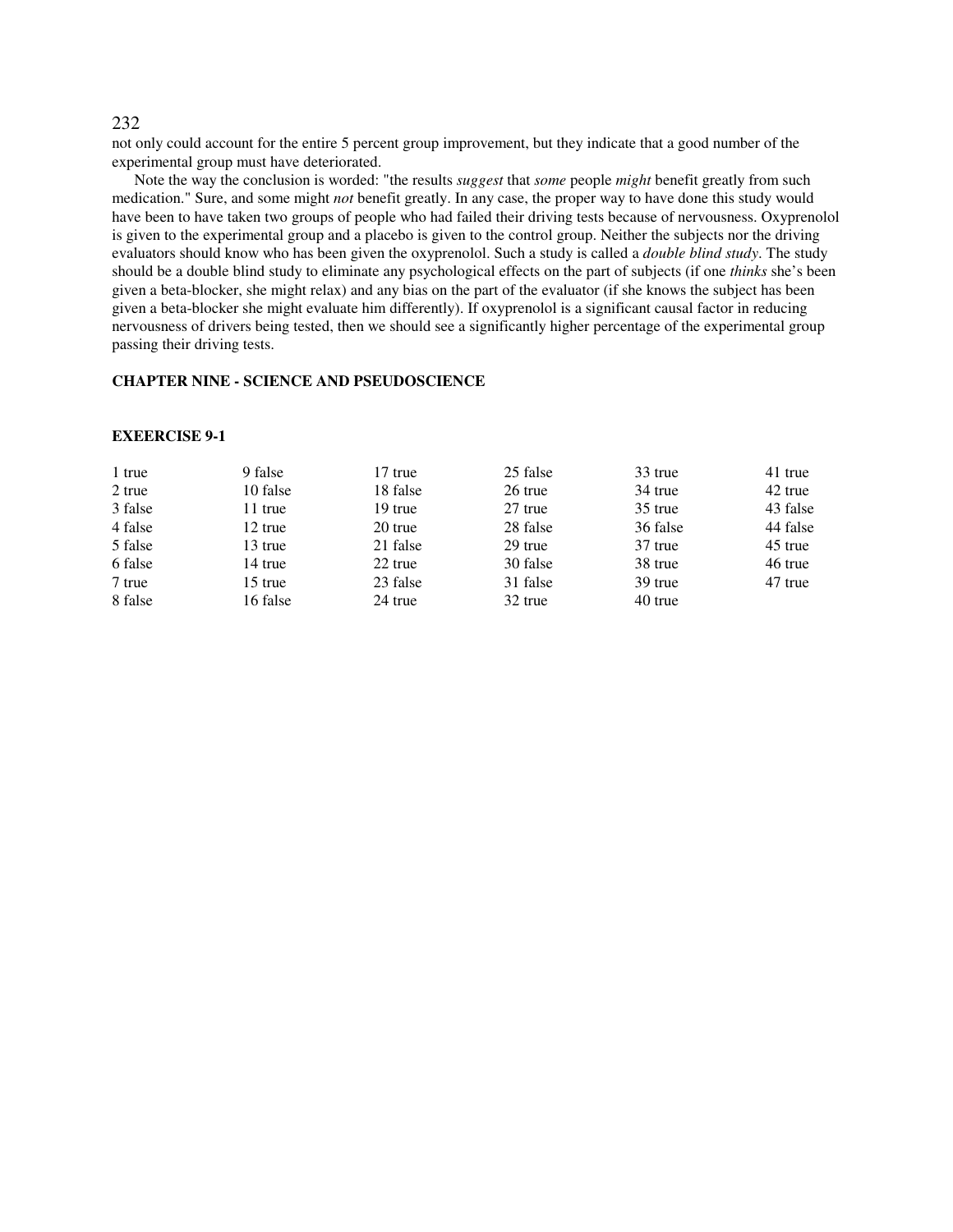not only could account for the entire 5 percent group improvement, but they indicate that a good number of the experimental group must have deteriorated.

Note the way the conclusion is worded: "the results *suggest* that *some* people *might* benefit greatly from such medication." Sure, and some might *not* benefit greatly. In any case, the proper way to have done this study would have been to have taken two groups of people who had failed their driving tests because of nervousness. Oxyprenolol is given to the experimental group and a placebo is given to the control group. Neither the subjects nor the driving evaluators should know who has been given the oxyprenolol. Such a study is called a *double blind study*. The study should be a double blind study to eliminate any psychological effects on the part of subjects (if one *thinks* she's been given a beta-blocker, she might relax) and any bias on the part of the evaluator (if she knows the subject has been given a beta-blocker she might evaluate him differently). If oxyprenolol is a significant causal factor in reducing nervousness of drivers being tested, then we should see a significantly higher percentage of the experimental group passing their driving tests.

## CHAPTER NINE - SCIENCE AND PSEUDOSCIENCE

### EXEERCISE 9-1

| | | | | | |
|---|---|---|---|---|---|
| 1 true | 9 false | 17 true | 25 false | 33 true | 41 true |
| 2 true | 10 false | 18 false | 26 true | 34 true | 42 true |
| 3 false | 11 true | 19 true | 27 true | 35 true | 43 false |
| 4 false | 12 true | 20 true | 28 false | 36 false | 44 false |
| 5 false | 13 true | 21 false | 29 true | 37 true | 45 true |
| 6 false | 14 true | 22 true | 30 false | 38 true | 46 true |
| 7 true | 15 true | 23 false | 31 false | 39 true | 47 true |
| 8 false | 16 false | 24 true | 32 true | 40 true | |